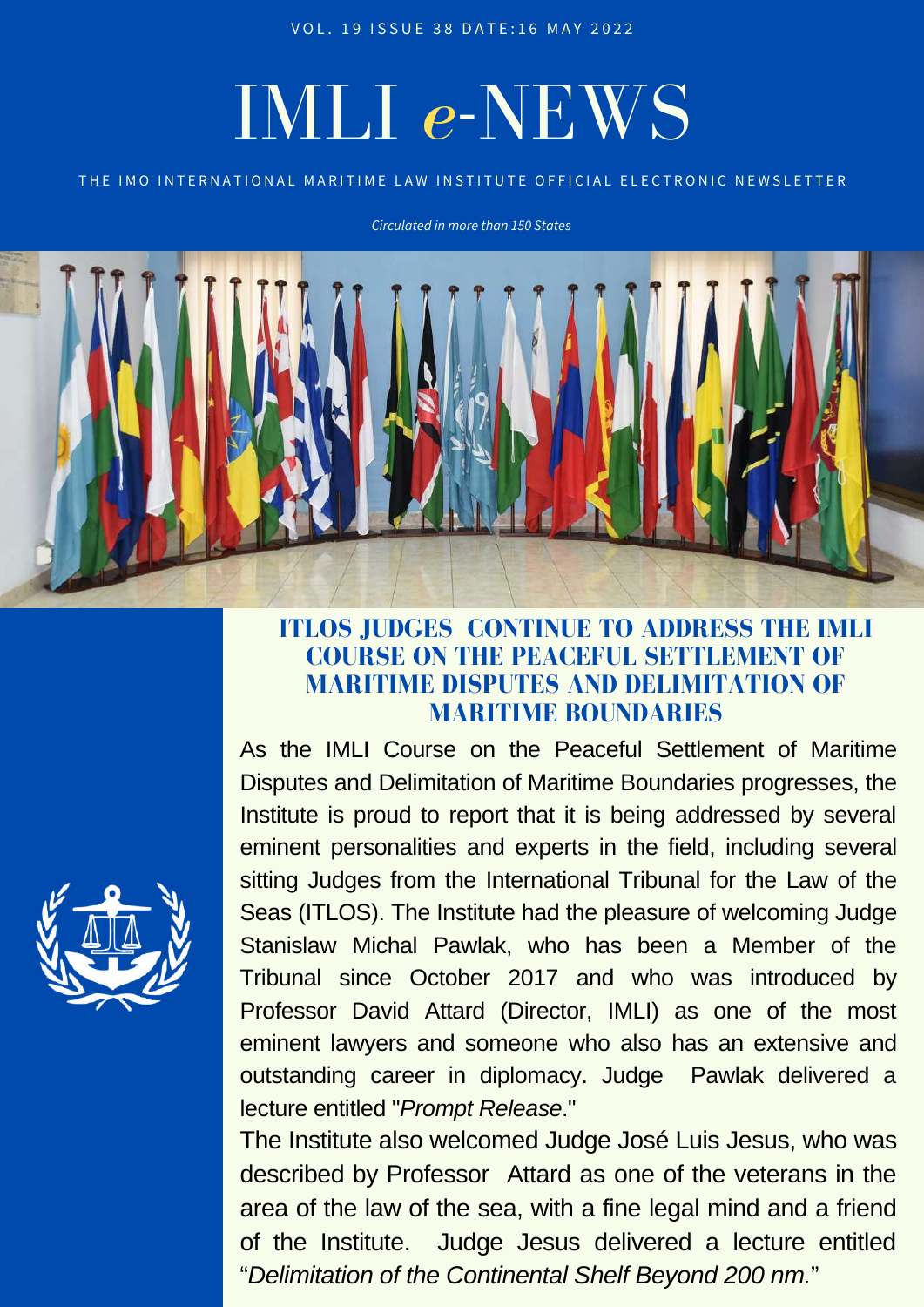VOL. 19 ISSUE 38 DATE:16 MAY 2022

# IMLI *e*-NEWS

THE IMO INTERNATIONAL MARITIME LAW INSTITUTE OFFICIAL ELECTRONIC NEWSLETTER

*Circulated in more than 150 States*

## ITLOS JUDGES CONTINUE TO ADDRESS THE IMLI COURSE ON THE PEACEFUL SETTLEMENT OF MARITIME DISPUTES AND DELIMITATION OF MARITIME BOUNDARIES

As the IMLI Course on the Peaceful Settlement of Maritime Disputes and Delimitation of Maritime Boundaries progresses, the Institute is proud to report that it is being addressed by several eminent personalities and experts in the field, including several sitting Judges from the International Tribunal for the Law of the Seas (ITLOS). The Institute had the pleasure of welcoming Judge Stanislaw Michal Pawlak, who has been a Member of the Tribunal since October 2017 and who was introduced by Professor David Attard (Director, IMLI) as one of the most eminent lawyers and someone who also has an extensive and outstanding career in diplomacy. Judge Pawlak delivered a lecture entitled "*Prompt Release*."

The Institute also welcomed Judge José Luis Jesus, who was described by Professor Attard as one of the veterans in the area of the law of the sea, with a fine legal mind and a friend of the Institute. Judge Jesus delivered a lecture entitled "*Delimitation of the Continental Shelf Beyond 200 nm.*"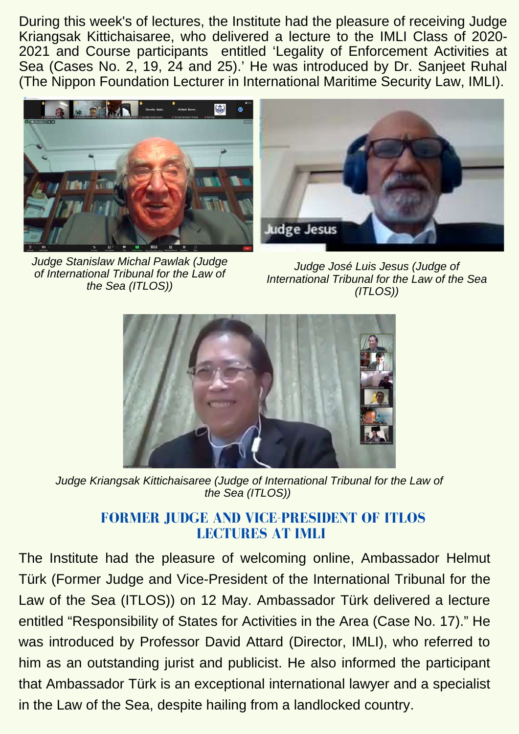During this week's of lectures, the Institute had the pleasure of receiving Judge Kriangsak Kittichaisaree, who delivered a lecture to the IMLI Class of 2020-2021 and Course participants entitled 'Legality of Enforcement Activities at Sea (Cases No. 2, 19, 24 and 25).' He was introduced by Dr. Sanjeet Ruhal (The Nippon Foundation Lecturer in International Maritime Security Law, IMLI).

*Judge Stanislaw Michal Pawlak (Judge of International Tribunal for the Law of the Sea (ITLOS))*

*Judge José Luis Jesus (Judge of International Tribunal for the Law of the Sea (ITLOS))*

*Judge Kriangsak Kittichaisaree (Judge of International Tribunal for the Law of the Sea (ITLOS))*

## FORMER JUDGE AND VICE-PRESIDENT OF ITLOS LECTURES AT IMLI

The Institute had the pleasure of welcoming online, Ambassador Helmut Türk (Former Judge and Vice-President of the International Tribunal for the Law of the Sea (ITLOS)) on 12 May. Ambassador Türk delivered a lecture entitled "Responsibility of States for Activities in the Area (Case No. 17)." He was introduced by Professor David Attard (Director, IMLI), who referred to him as an outstanding jurist and publicist. He also informed the participant that Ambassador Türk is an exceptional international lawyer and a specialist in the Law of the Sea, despite hailing from a landlocked country.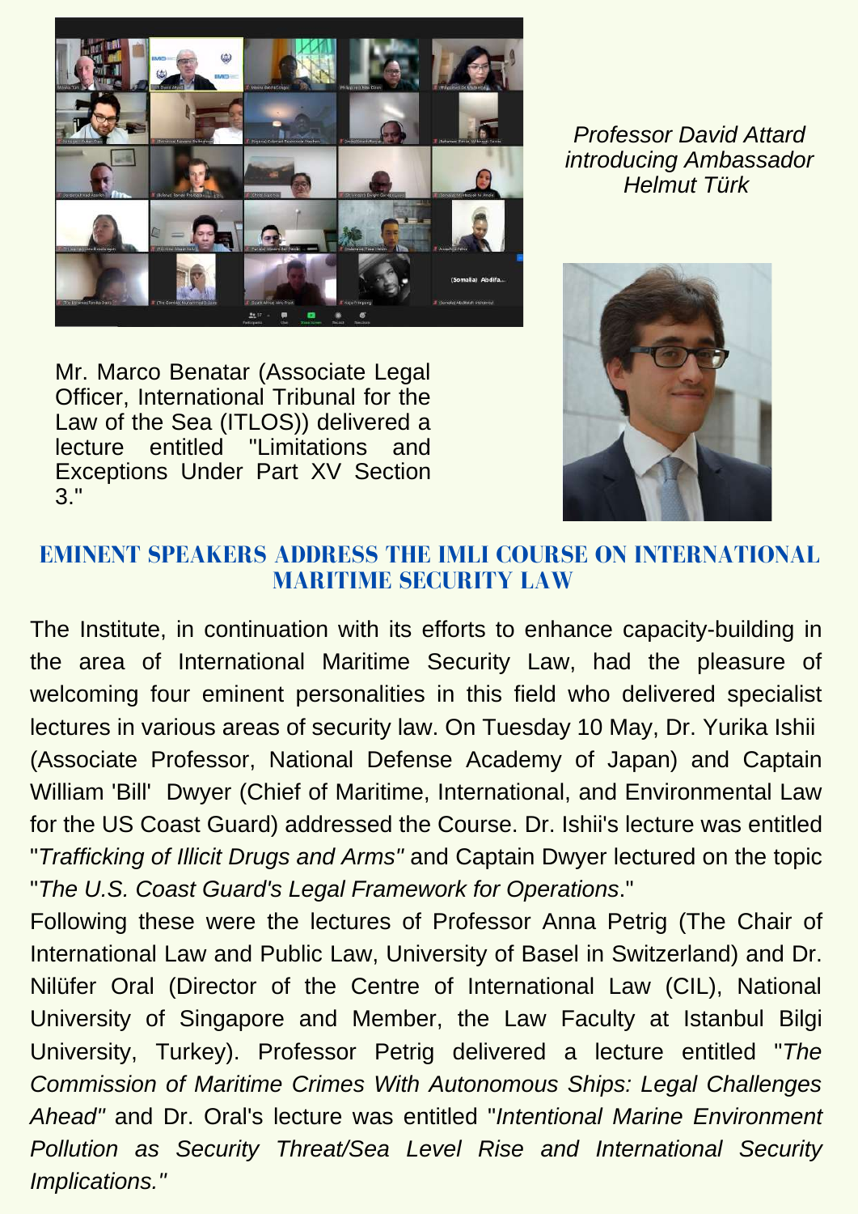*Professor David Attard introducing Ambassador Helmut Türk*

Mr. Marco Benatar (Associate Legal Officer, International Tribunal for the Law of the Sea (ITLOS)) delivered a lecture entitled "Limitations and Exceptions Under Part XV Section 3."

## EMINENT SPEAKERS ADDRESS THE IMLI COURSE ON INTERNATIONAL MARITIME SECURITY LAW

The Institute, in continuation with its efforts to enhance capacity-building in the area of International Maritime Security Law, had the pleasure of welcoming four eminent personalities in this field who delivered specialist lectures in various areas of security law. On Tuesday 10 May, Dr. Yurika Ishii (Associate Professor, National Defense Academy of Japan) and Captain William 'Bill' Dwyer (Chief of Maritime, International, and Environmental Law for the US Coast Guard) addressed the Course. Dr. Ishii's lecture was entitled "*Trafficking of Illicit Drugs and Arms"* and Captain Dwyer lectured on the topic "*The U.S. Coast Guard's Legal Framework for Operations*."

Following these were the lectures of Professor Anna Petrig (The Chair of International Law and Public Law, University of Basel in Switzerland) and Dr. Nilüfer Oral (Director of the Centre of International Law (CIL), National University of Singapore and Member, the Law Faculty at Istanbul Bilgi University, Turkey). Professor Petrig delivered a lecture entitled "*The Commission of Maritime Crimes With Autonomous Ships: Legal Challenges Ahead"* and Dr. Oral's lecture was entitled "*Intentional Marine Environment Pollution as Security Threat/Sea Level Rise and International Security Implications."*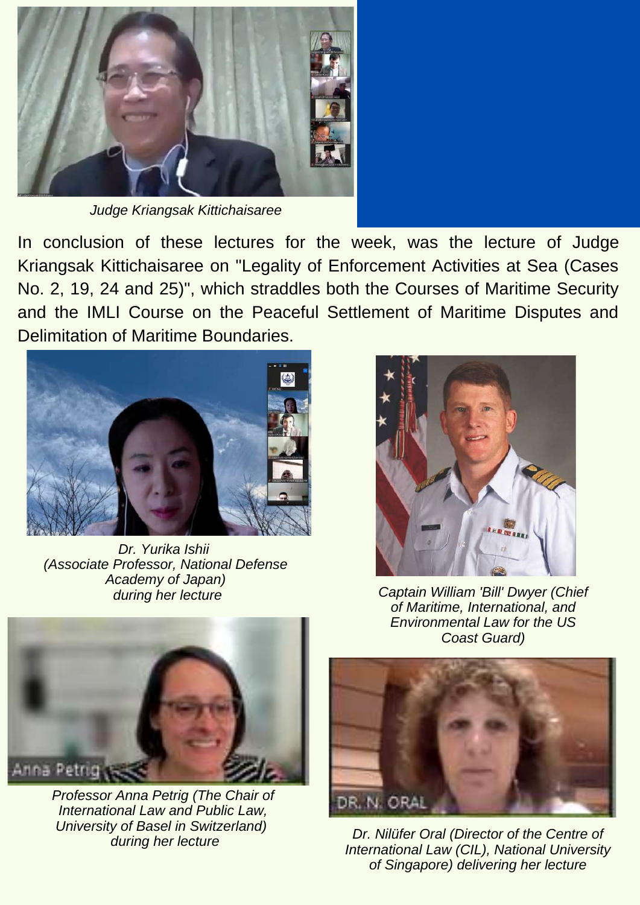*Judge Kriangsak Kittichaisaree*

In conclusion of these lectures for the week, was the lecture of Judge Kriangsak Kittichaisaree on "Legality of Enforcement Activities at Sea (Cases No. 2, 19, 24 and 25)", which straddles both the Courses of Maritime Security and the IMLI Course on the Peaceful Settlement of Maritime Disputes and Delimitation of Maritime Boundaries.

*Dr. Yurika Ishii (Associate Professor, National Defense Academy of Japan) during her lecture*

*Captain William 'Bill' Dwyer (Chief of Maritime, International, and Environmental Law for the US Coast Guard)*

*Professor Anna Petrig (The Chair of International Law and Public Law, University of Basel in Switzerland) during her lecture*

*Dr. Nilüfer Oral (Director of the Centre of International Law (CIL), National University of Singapore) delivering her lecture*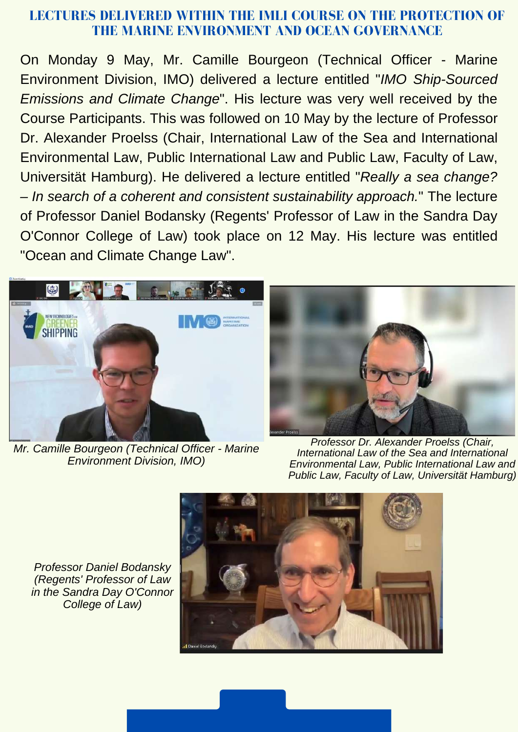# LECTURES DELIVERED WITHIN THE IMLI COURSE ON THE PROTECTION OF THE MARINE ENVIRONMENT AND OCEAN GOVERNANCE

On Monday 9 May, Mr. Camille Bourgeon (Technical Officer - Marine Environment Division, IMO) delivered a lecture entitled "*IMO Ship-Sourced Emissions and Climate Change*". His lecture was very well received by the Course Participants. This was followed on 10 May by the lecture of Professor Dr. Alexander Proelss (Chair, International Law of the Sea and International Environmental Law, Public International Law and Public Law, Faculty of Law, Universität Hamburg). He delivered a lecture entitled "*Really a sea change? – In search of a coherent and consistent sustainability approach.*" The lecture of Professor Daniel Bodansky (Regents' Professor of Law in the Sandra Day O'Connor College of Law) took place on 12 May. His lecture was entitled "Ocean and Climate Change Law".

*Mr. Camille Bourgeon (Technical Officer - Marine Environment Division, IMO)*

*Professor Dr. Alexander Proelss (Chair, International Law of the Sea and International Environmental Law, Public International Law and Public Law, Faculty of Law, Universität Hamburg)*

*Professor Daniel Bodansky (Regents' Professor of Law in the Sandra Day O'Connor College of Law)*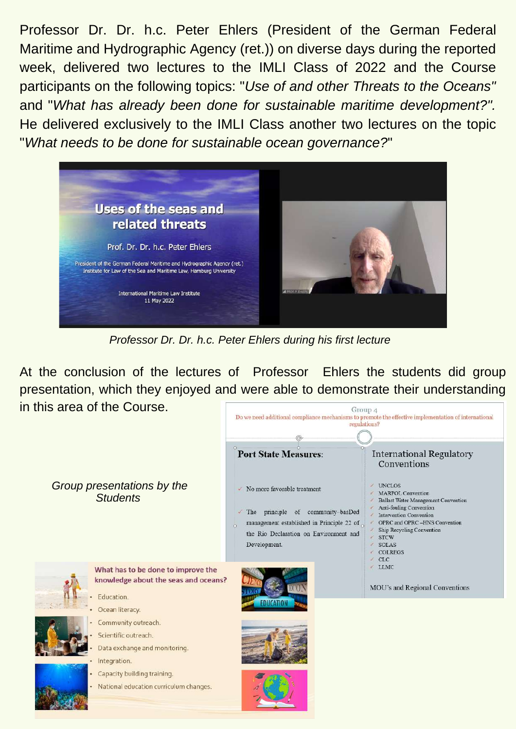Professor Dr. Dr. h.c. Peter Ehlers (President of the German Federal Maritime and Hydrographic Agency (ret.)) on diverse days during the reported week, delivered two lectures to the IMLI Class of 2022 and the Course participants on the following topics: "*Use of and other Threats to the Oceans"* and "*What has already been done for sustainable maritime development?".* He delivered exclusively to the IMLI Class another two lectures on the topic "*What needs to be done for sustainable ocean governance?*"

*Professor Dr. Dr. h.c. Peter Ehlers during his first lecture*

At the conclusion of the lectures of Professor Ehlers the students did group presentation, which they enjoyed and were able to demonstrate their understanding in this area of the Course.

*Group presentations by the Students*